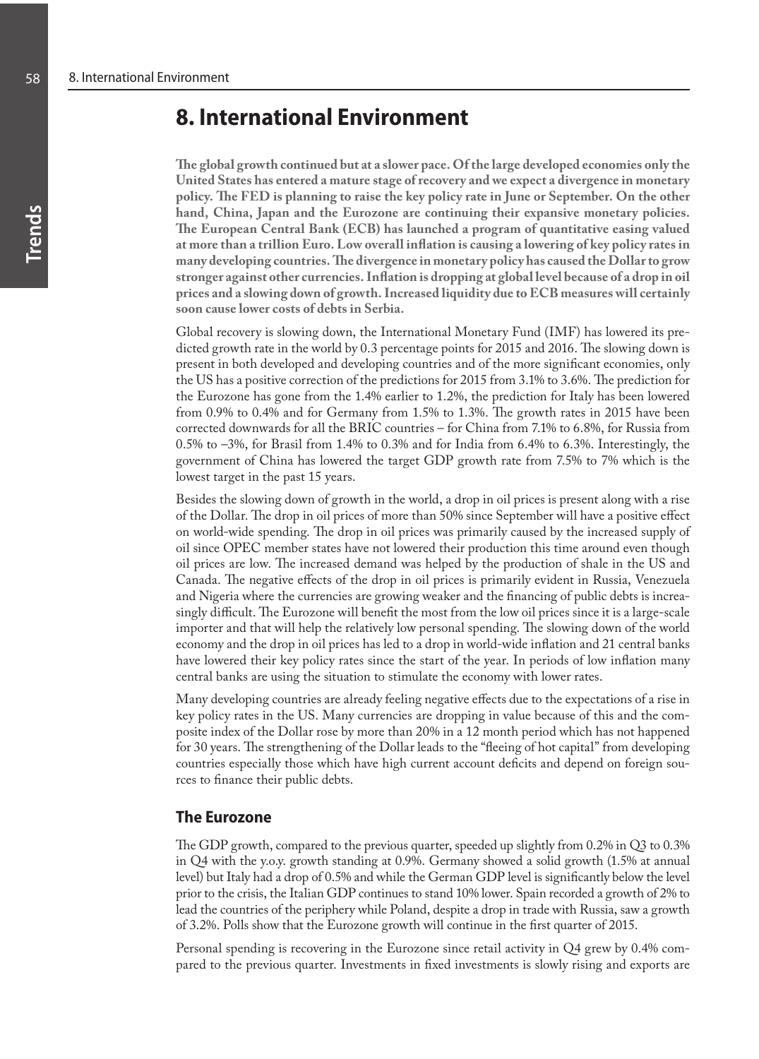# 8. International Environment

**The global growth continued but at a slower pace. Of the large developed economies only the United States has entered a mature stage of recovery and we expect a divergence in monetary policy. The FED is planning to raise the key policy rate in June or September. On the other hand, China, Japan and the Eurozone are continuing their expansive monetary policies. The European Central Bank (ECB) has launched a program of quantitative easing valued at more than a trillion Euro. Low overall inflation is causing a lowering of key policy rates in many developing countries. The divergence in monetary policy has caused the Dollar to grow stronger against other currencies. Inflation is dropping at global level because of a drop in oil prices and a slowing down of growth. Increased liquidity due to ECB measures will certainly soon cause lower costs of debts in Serbia.**

Global recovery is slowing down, the International Monetary Fund (IMF) has lowered its predicted growth rate in the world by 0.3 percentage points for 2015 and 2016. The slowing down is present in both developed and developing countries and of the more significant economies, only the US has a positive correction of the predictions for 2015 from 3.1% to 3.6%. The prediction for the Eurozone has gone from the 1.4% earlier to 1.2%, the prediction for Italy has been lowered from 0.9% to 0.4% and for Germany from 1.5% to 1.3%. The growth rates in 2015 have been corrected downwards for all the BRIC countries – for China from 7.1% to 6.8%, for Russia from 0.5% to –3%, for Brasil from 1.4% to 0.3% and for India from 6.4% to 6.3%. Interestingly, the government of China has lowered the target GDP growth rate from 7.5% to 7% which is the lowest target in the past 15 years.

Besides the slowing down of growth in the world, a drop in oil prices is present along with a rise of the Dollar. The drop in oil prices of more than 50% since September will have a positive effect on world-wide spending. The drop in oil prices was primarily caused by the increased supply of oil since OPEC member states have not lowered their production this time around even though oil prices are low. The increased demand was helped by the production of shale in the US and Canada. The negative effects of the drop in oil prices is primarily evident in Russia, Venezuela and Nigeria where the currencies are growing weaker and the financing of public debts is increasingly difficult. The Eurozone will benefit the most from the low oil prices since it is a large-scale importer and that will help the relatively low personal spending. The slowing down of the world economy and the drop in oil prices has led to a drop in world-wide inflation and 21 central banks have lowered their key policy rates since the start of the year. In periods of low inflation many central banks are using the situation to stimulate the economy with lower rates.

Many developing countries are already feeling negative effects due to the expectations of a rise in key policy rates in the US. Many currencies are dropping in value because of this and the composite index of the Dollar rose by more than 20% in a 12 month period which has not happened for 30 years. The strengthening of the Dollar leads to the "fleeing of hot capital" from developing countries especially those which have high current account deficits and depend on foreign sources to finance their public debts.

## The Eurozone

The GDP growth, compared to the previous quarter, speeded up slightly from 0.2% in Q3 to 0.3% in Q4 with the y.o.y. growth standing at 0.9%. Germany showed a solid growth (1.5% at annual level) but Italy had a drop of 0.5% and while the German GDP level is significantly below the level prior to the crisis, the Italian GDP continues to stand 10% lower. Spain recorded a growth of 2% to lead the countries of the periphery while Poland, despite a drop in trade with Russia, saw a growth of 3.2%. Polls show that the Eurozone growth will continue in the first quarter of 2015.

Personal spending is recovering in the Eurozone since retail activity in Q4 grew by 0.4% compared to the previous quarter. Investments in fixed investments is slowly rising and exports are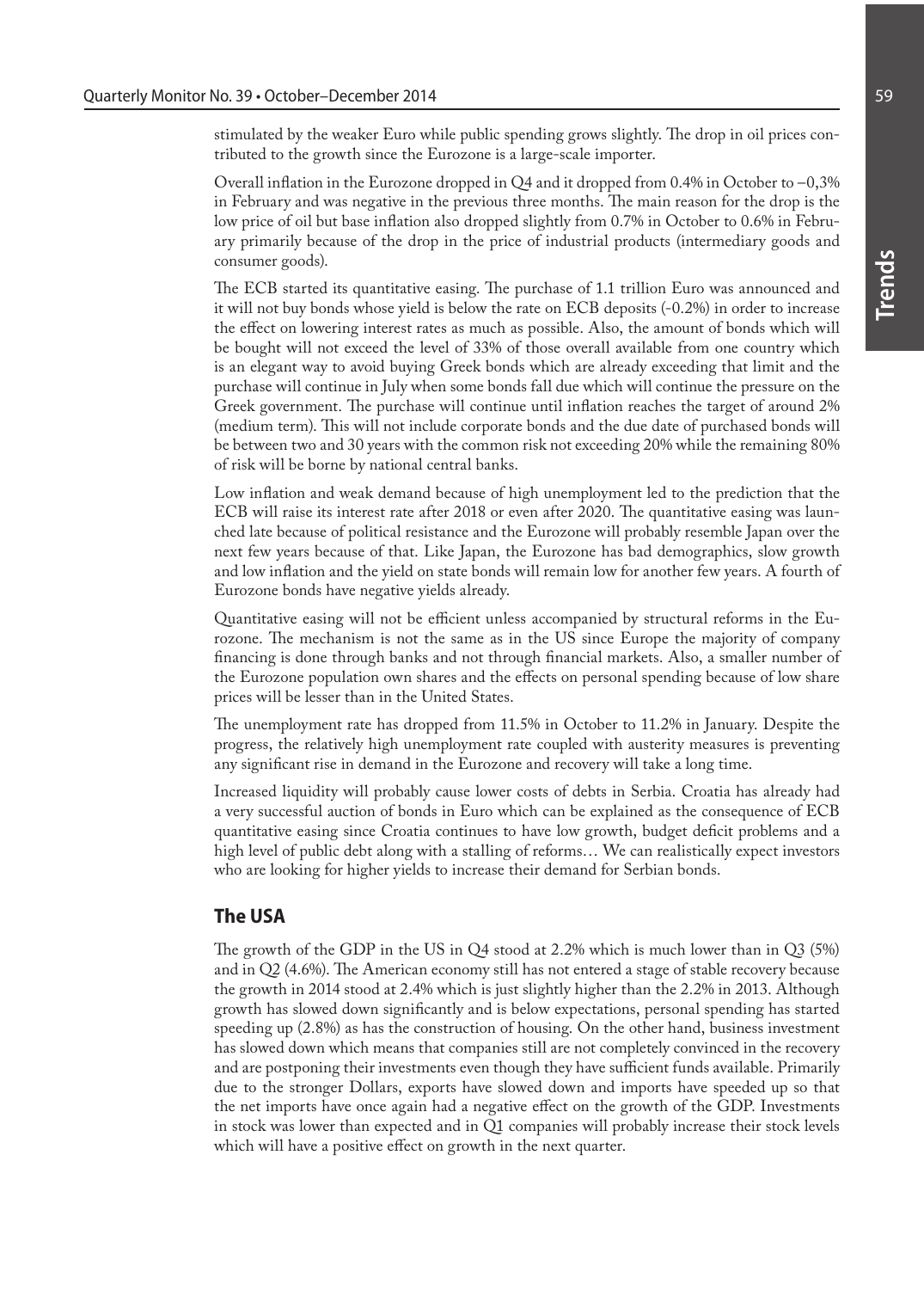stimulated by the weaker Euro while public spending grows slightly. The drop in oil prices contributed to the growth since the Eurozone is a large-scale importer.

Overall inflation in the Eurozone dropped in Q4 and it dropped from 0.4% in October to –0,3% in February and was negative in the previous three months. The main reason for the drop is the low price of oil but base inflation also dropped slightly from 0.7% in October to 0.6% in February primarily because of the drop in the price of industrial products (intermediary goods and consumer goods).

The ECB started its quantitative easing. The purchase of 1.1 trillion Euro was announced and it will not buy bonds whose yield is below the rate on ECB deposits (-0.2%) in order to increase the effect on lowering interest rates as much as possible. Also, the amount of bonds which will be bought will not exceed the level of 33% of those overall available from one country which is an elegant way to avoid buying Greek bonds which are already exceeding that limit and the purchase will continue in July when some bonds fall due which will continue the pressure on the Greek government. The purchase will continue until inflation reaches the target of around 2% (medium term). This will not include corporate bonds and the due date of purchased bonds will be between two and 30 years with the common risk not exceeding 20% while the remaining 80% of risk will be borne by national central banks.

Low inflation and weak demand because of high unemployment led to the prediction that the ECB will raise its interest rate after 2018 or even after 2020. The quantitative easing was launched late because of political resistance and the Eurozone will probably resemble Japan over the next few years because of that. Like Japan, the Eurozone has bad demographics, slow growth and low inflation and the yield on state bonds will remain low for another few years. A fourth of Eurozone bonds have negative yields already.

Quantitative easing will not be efficient unless accompanied by structural reforms in the Eurozone. The mechanism is not the same as in the US since Europe the majority of company financing is done through banks and not through financial markets. Also, a smaller number of the Eurozone population own shares and the effects on personal spending because of low share prices will be lesser than in the United States.

The unemployment rate has dropped from 11.5% in October to 11.2% in January. Despite the progress, the relatively high unemployment rate coupled with austerity measures is preventing any significant rise in demand in the Eurozone and recovery will take a long time.

Increased liquidity will probably cause lower costs of debts in Serbia. Croatia has already had a very successful auction of bonds in Euro which can be explained as the consequence of ECB quantitative easing since Croatia continues to have low growth, budget deficit problems and a high level of public debt along with a stalling of reforms… We can realistically expect investors who are looking for higher yields to increase their demand for Serbian bonds.

## The USA

The growth of the GDP in the US in Q4 stood at 2.2% which is much lower than in Q3 (5%) and in Q2 (4.6%). The American economy still has not entered a stage of stable recovery because the growth in 2014 stood at 2.4% which is just slightly higher than the 2.2% in 2013. Although growth has slowed down significantly and is below expectations, personal spending has started speeding up (2.8%) as has the construction of housing. On the other hand, business investment has slowed down which means that companies still are not completely convinced in the recovery and are postponing their investments even though they have sufficient funds available. Primarily due to the stronger Dollars, exports have slowed down and imports have speeded up so that the net imports have once again had a negative effect on the growth of the GDP. Investments in stock was lower than expected and in Q1 companies will probably increase their stock levels which will have a positive effect on growth in the next quarter.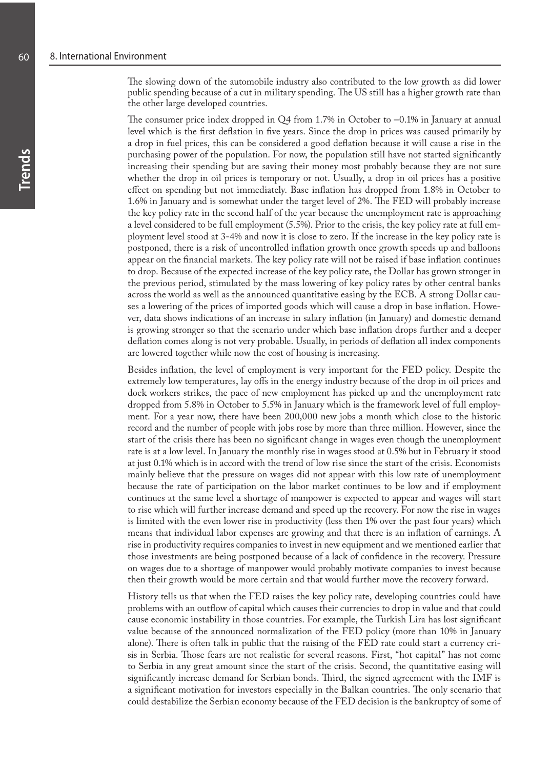The slowing down of the automobile industry also contributed to the low growth as did lower public spending because of a cut in military spending. The US still has a higher growth rate than the other large developed countries.

The consumer price index dropped in Q4 from 1.7% in October to –0.1% in January at annual level which is the first deflation in five years. Since the drop in prices was caused primarily by a drop in fuel prices, this can be considered a good deflation because it will cause a rise in the purchasing power of the population. For now, the population still have not started significantly increasing their spending but are saving their money most probably because they are not sure whether the drop in oil prices is temporary or not. Usually, a drop in oil prices has a positive effect on spending but not immediately. Base inflation has dropped from 1.8% in October to 1.6% in January and is somewhat under the target level of 2%. The FED will probably increase the key policy rate in the second half of the year because the unemployment rate is approaching a level considered to be full employment (5.5%). Prior to the crisis, the key policy rate at full employment level stood at 3-4% and now it is close to zero. If the increase in the key policy rate is postponed, there is a risk of uncontrolled inflation growth once growth speeds up and balloons appear on the financial markets. The key policy rate will not be raised if base inflation continues to drop. Because of the expected increase of the key policy rate, the Dollar has grown stronger in the previous period, stimulated by the mass lowering of key policy rates by other central banks across the world as well as the announced quantitative easing by the ECB. A strong Dollar causes a lowering of the prices of imported goods which will cause a drop in base inflation. However, data shows indications of an increase in salary inflation (in January) and domestic demand is growing stronger so that the scenario under which base inflation drops further and a deeper deflation comes along is not very probable. Usually, in periods of deflation all index components are lowered together while now the cost of housing is increasing.

Besides inflation, the level of employment is very important for the FED policy. Despite the extremely low temperatures, lay offs in the energy industry because of the drop in oil prices and dock workers strikes, the pace of new employment has picked up and the unemployment rate dropped from 5.8% in October to 5.5% in January which is the framework level of full employment. For a year now, there have been 200,000 new jobs a month which close to the historic record and the number of people with jobs rose by more than three million. However, since the start of the crisis there has been no significant change in wages even though the unemployment rate is at a low level. In January the monthly rise in wages stood at 0.5% but in February it stood at just 0.1% which is in accord with the trend of low rise since the start of the crisis. Economists mainly believe that the pressure on wages did not appear with this low rate of unemployment because the rate of participation on the labor market continues to be low and if employment continues at the same level a shortage of manpower is expected to appear and wages will start to rise which will further increase demand and speed up the recovery. For now the rise in wages is limited with the even lower rise in productivity (less then 1% over the past four years) which means that individual labor expenses are growing and that there is an inflation of earnings. A rise in productivity requires companies to invest in new equipment and we mentioned earlier that those investments are being postponed because of a lack of confidence in the recovery. Pressure on wages due to a shortage of manpower would probably motivate companies to invest because then their growth would be more certain and that would further move the recovery forward.

History tells us that when the FED raises the key policy rate, developing countries could have problems with an outflow of capital which causes their currencies to drop in value and that could cause economic instability in those countries. For example, the Turkish Lira has lost significant value because of the announced normalization of the FED policy (more than 10% in January alone). There is often talk in public that the raising of the FED rate could start a currency crisis in Serbia. Those fears are not realistic for several reasons. First, "hot capital" has not come to Serbia in any great amount since the start of the crisis. Second, the quantitative easing will significantly increase demand for Serbian bonds. Third, the signed agreement with the IMF is a significant motivation for investors especially in the Balkan countries. The only scenario that could destabilize the Serbian economy because of the FED decision is the bankruptcy of some of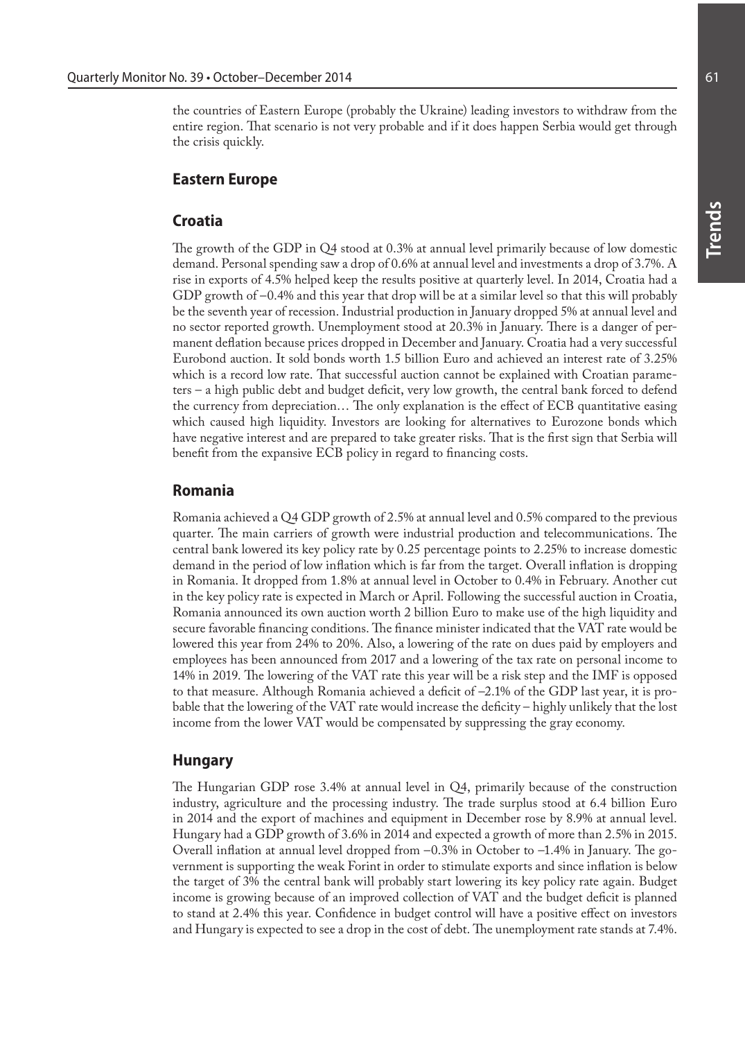the countries of Eastern Europe (probably the Ukraine) leading investors to withdraw from the entire region. That scenario is not very probable and if it does happen Serbia would get through the crisis quickly.

## Eastern Europe

### Croatia

The growth of the GDP in Q4 stood at 0.3% at annual level primarily because of low domestic demand. Personal spending saw a drop of 0.6% at annual level and investments a drop of 3.7%. A rise in exports of 4.5% helped keep the results positive at quarterly level. In 2014, Croatia had a GDP growth of –0.4% and this year that drop will be at a similar level so that this will probably be the seventh year of recession. Industrial production in January dropped 5% at annual level and no sector reported growth. Unemployment stood at 20.3% in January. There is a danger of permanent deflation because prices dropped in December and January. Croatia had a very successful Eurobond auction. It sold bonds worth 1.5 billion Euro and achieved an interest rate of 3.25% which is a record low rate. That successful auction cannot be explained with Croatian parameters – a high public debt and budget deficit, very low growth, the central bank forced to defend the currency from depreciation… The only explanation is the effect of ECB quantitative easing which caused high liquidity. Investors are looking for alternatives to Eurozone bonds which have negative interest and are prepared to take greater risks. That is the first sign that Serbia will benefit from the expansive ECB policy in regard to financing costs.

### Romania

Romania achieved a Q4 GDP growth of 2.5% at annual level and 0.5% compared to the previous quarter. The main carriers of growth were industrial production and telecommunications. The central bank lowered its key policy rate by 0.25 percentage points to 2.25% to increase domestic demand in the period of low inflation which is far from the target. Overall inflation is dropping in Romania. It dropped from 1.8% at annual level in October to 0.4% in February. Another cut in the key policy rate is expected in March or April. Following the successful auction in Croatia, Romania announced its own auction worth 2 billion Euro to make use of the high liquidity and secure favorable financing conditions. The finance minister indicated that the VAT rate would be lowered this year from 24% to 20%. Also, a lowering of the rate on dues paid by employers and employees has been announced from 2017 and a lowering of the tax rate on personal income to 14% in 2019. The lowering of the VAT rate this year will be a risk step and the IMF is opposed to that measure. Although Romania achieved a deficit of –2.1% of the GDP last year, it is probable that the lowering of the VAT rate would increase the deficity – highly unlikely that the lost income from the lower VAT would be compensated by suppressing the gray economy.

### Hungary

The Hungarian GDP rose 3.4% at annual level in Q4, primarily because of the construction industry, agriculture and the processing industry. The trade surplus stood at 6.4 billion Euro in 2014 and the export of machines and equipment in December rose by 8.9% at annual level. Hungary had a GDP growth of 3.6% in 2014 and expected a growth of more than 2.5% in 2015. Overall inflation at annual level dropped from –0.3% in October to –1.4% in January. The government is supporting the weak Forint in order to stimulate exports and since inflation is below the target of 3% the central bank will probably start lowering its key policy rate again. Budget income is growing because of an improved collection of VAT and the budget deficit is planned to stand at 2.4% this year. Confidence in budget control will have a positive effect on investors and Hungary is expected to see a drop in the cost of debt. The unemployment rate stands at 7.4%.